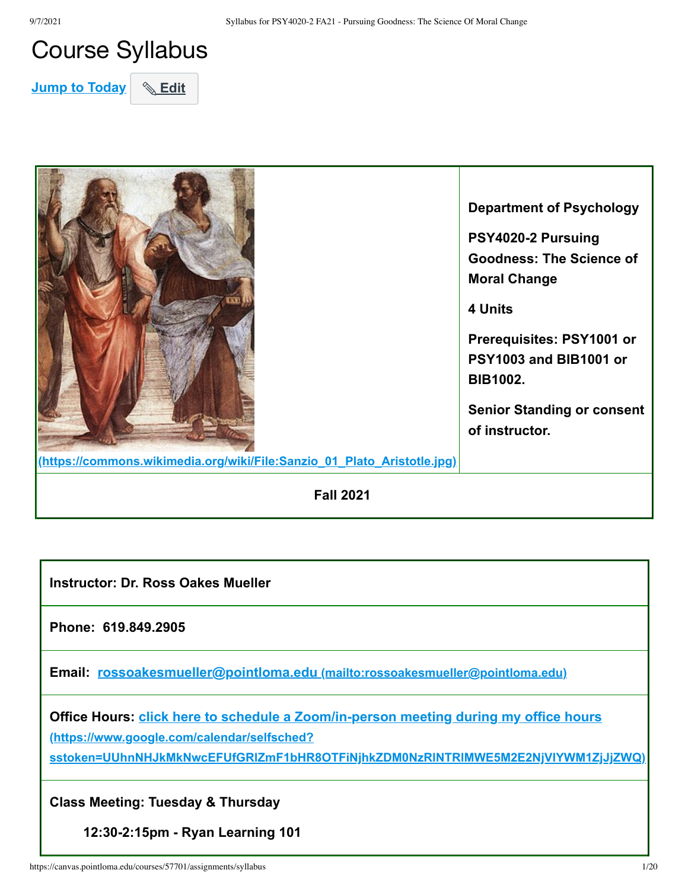# Course Syllabus

Jump to Today | Edit

(https://commons.wikimedia.org/wiki/File:Sanzio_01_Plato_Aristotle.jpg)

**Department of Psychology**

**PSY4020-2 Pursuing Goodness: The Science of Moral Change**

**4 Units**

**Prerequisites: PSY1001 or PSY1003 and BIB1001 or BIB1002.**

**Senior Standing or consent of instructor.**

**Fall 2021**

| |
|---|
| **Instructor: Dr. Ross Oakes Mueller** |
| **Phone: 619.849.2905** |
| **Email: rossoakesmueller@pointloma.edu (mailto:rossoakesmueller@pointloma.edu)** |
| **Office Hours: click here to schedule a Zoom/in-person meeting during my office hours (https://www.google.com/calendar/selfsched?sstoken=UUhnNHJkMkNwcEFUfGRlZmF1bHR8OTFiNjhkZDM0NzRlNTRlMWE5M2E2NjVlYWM1ZjJjZWQ)** |
| **Class Meeting: Tuesday & Thursday**<br>**12:30-2:15pm - Ryan Learning 101** |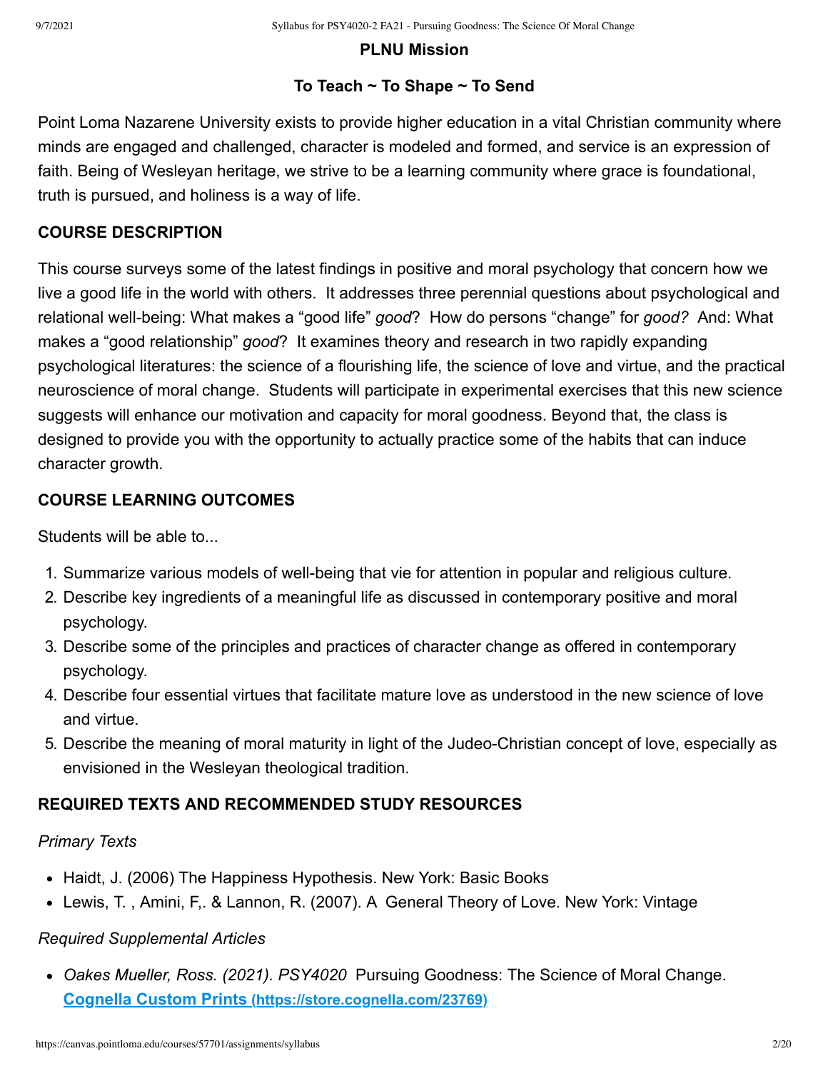**PLNU Mission**

**To Teach ~ To Shape ~ To Send**

Point Loma Nazarene University exists to provide higher education in a vital Christian community where minds are engaged and challenged, character is modeled and formed, and service is an expression of faith. Being of Wesleyan heritage, we strive to be a learning community where grace is foundational, truth is pursued, and holiness is a way of life.

**COURSE DESCRIPTION**

This course surveys some of the latest findings in positive and moral psychology that concern how we live a good life in the world with others. It addresses three perennial questions about psychological and relational well-being: What makes a "good life" *good*? How do persons "change" for *good?* And: What makes a "good relationship" *good*? It examines theory and research in two rapidly expanding psychological literatures: the science of a flourishing life, the science of love and virtue, and the practical neuroscience of moral change. Students will participate in experimental exercises that this new science suggests will enhance our motivation and capacity for moral goodness. Beyond that, the class is designed to provide you with the opportunity to actually practice some of the habits that can induce character growth.

**COURSE LEARNING OUTCOMES**

Students will be able to...

1. Summarize various models of well-being that vie for attention in popular and religious culture.
2. Describe key ingredients of a meaningful life as discussed in contemporary positive and moral psychology.
3. Describe some of the principles and practices of character change as offered in contemporary psychology.
4. Describe four essential virtues that facilitate mature love as understood in the new science of love and virtue.
5. Describe the meaning of moral maturity in light of the Judeo-Christian concept of love, especially as envisioned in the Wesleyan theological tradition.

**REQUIRED TEXTS AND RECOMMENDED STUDY RESOURCES**

*Primary Texts*

- Haidt, J. (2006) The Happiness Hypothesis. New York: Basic Books
- Lewis, T. , Amini, F,. & Lannon, R. (2007). A General Theory of Love. New York: Vintage

*Required Supplemental Articles*

- *Oakes Mueller, Ross. (2021). PSY4020* Pursuing Goodness: The Science of Moral Change. [Cognella Custom Prints (https://store.cognella.com/23769)](https://store.cognella.com/23769)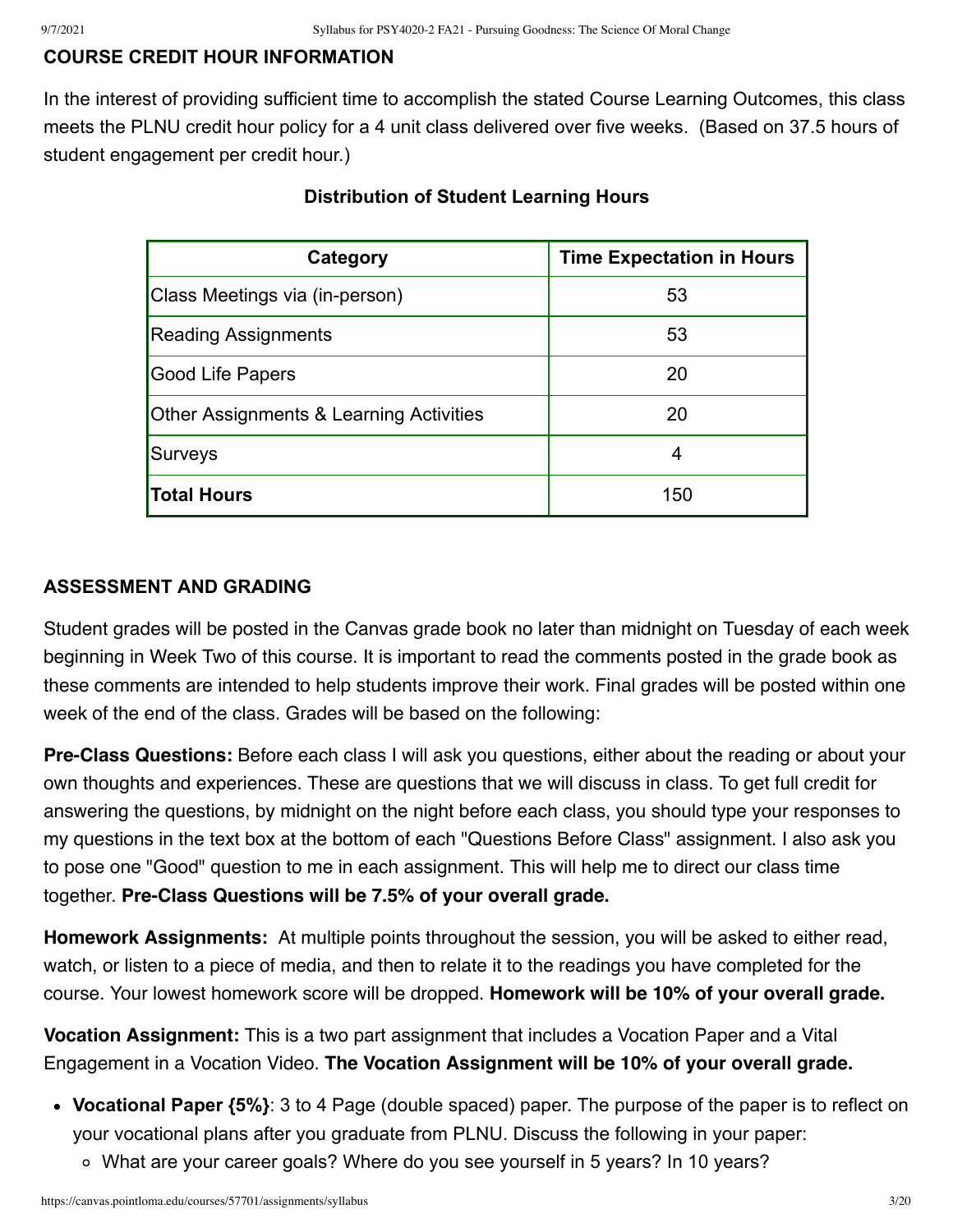**COURSE CREDIT HOUR INFORMATION**

In the interest of providing sufficient time to accomplish the stated Course Learning Outcomes, this class meets the PLNU credit hour policy for a 4 unit class delivered over five weeks. (Based on 37.5 hours of student engagement per credit hour.)

**Distribution of Student Learning Hours**

| Category | Time Expectation in Hours |
|---|---|
| Class Meetings via (in-person) | 53 |
| Reading Assignments | 53 |
| Good Life Papers | 20 |
| Other Assignments & Learning Activities | 20 |
| Surveys | 4 |
| **Total Hours** | 150 |

**ASSESSMENT AND GRADING**

Student grades will be posted in the Canvas grade book no later than midnight on Tuesday of each week beginning in Week Two of this course. It is important to read the comments posted in the grade book as these comments are intended to help students improve their work. Final grades will be posted within one week of the end of the class. Grades will be based on the following:

**Pre-Class Questions:** Before each class I will ask you questions, either about the reading or about your own thoughts and experiences. These are questions that we will discuss in class. To get full credit for answering the questions, by midnight on the night before each class, you should type your responses to my questions in the text box at the bottom of each "Questions Before Class" assignment. I also ask you to pose one "Good" question to me in each assignment. This will help me to direct our class time together. **Pre-Class Questions will be 7.5% of your overall grade.**

**Homework Assignments:** At multiple points throughout the session, you will be asked to either read, watch, or listen to a piece of media, and then to relate it to the readings you have completed for the course. Your lowest homework score will be dropped. **Homework will be 10% of your overall grade.**

**Vocation Assignment:** This is a two part assignment that includes a Vocation Paper and a Vital Engagement in a Vocation Video. **The Vocation Assignment will be 10% of your overall grade.**

- **Vocational Paper {5%}**: 3 to 4 Page (double spaced) paper. The purpose of the paper is to reflect on your vocational plans after you graduate from PLNU. Discuss the following in your paper:
  - What are your career goals? Where do you see yourself in 5 years? In 10 years?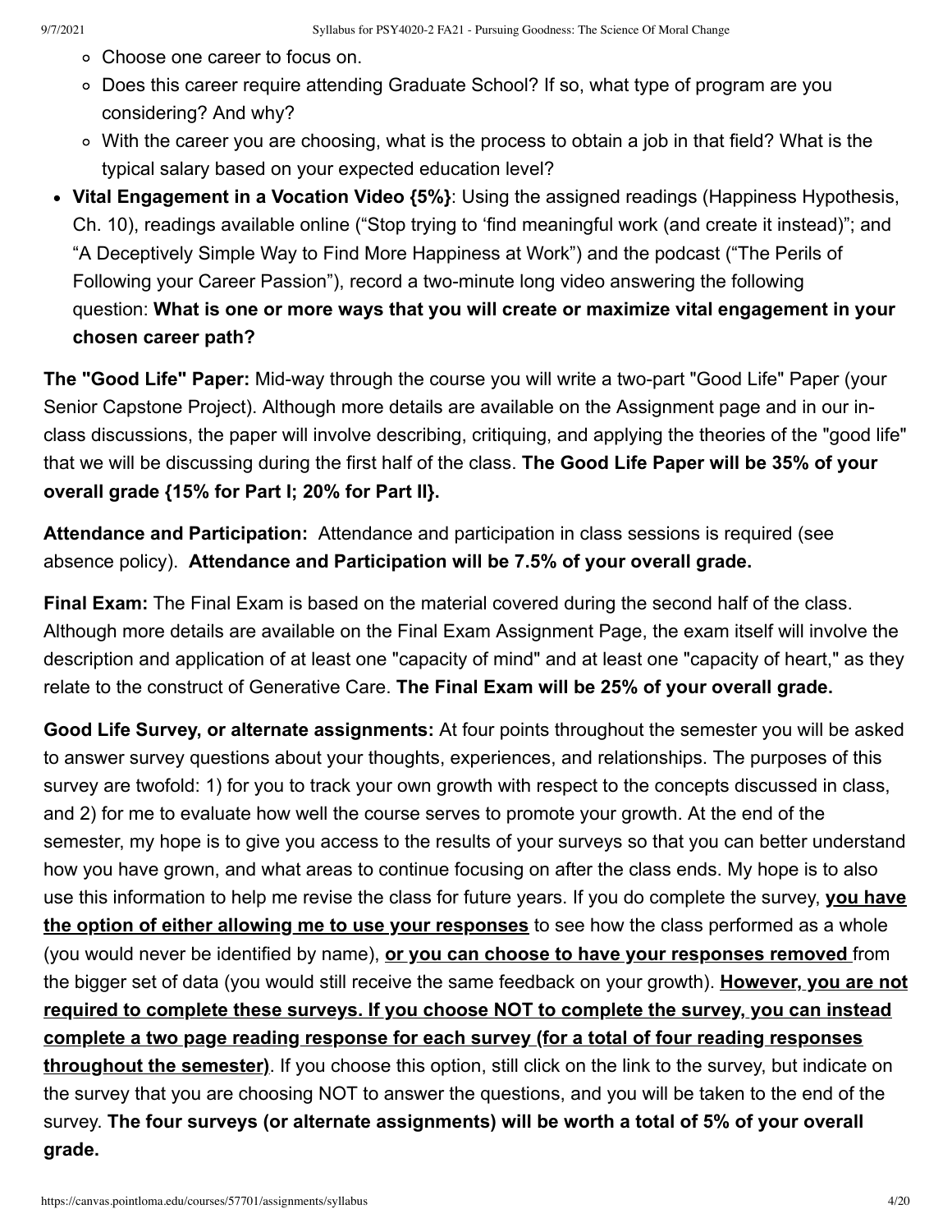- Choose one career to focus on.
    - Does this career require attending Graduate School? If so, what type of program are you considering? And why?
    - With the career you are choosing, what is the process to obtain a job in that field? What is the typical salary based on your expected education level?
- **Vital Engagement in a Vocation Video {5%}**: Using the assigned readings (Happiness Hypothesis, Ch. 10), readings available online ("Stop trying to 'find meaningful work (and create it instead)"; and "A Deceptively Simple Way to Find More Happiness at Work") and the podcast ("The Perils of Following your Career Passion"), record a two-minute long video answering the following question: **What is one or more ways that you will create or maximize vital engagement in your chosen career path?**

**The "Good Life" Paper:** Mid-way through the course you will write a two-part "Good Life" Paper (your Senior Capstone Project). Although more details are available on the Assignment page and in our in-class discussions, the paper will involve describing, critiquing, and applying the theories of the "good life" that we will be discussing during the first half of the class. **The Good Life Paper will be 35% of your overall grade {15% for Part I; 20% for Part II}.**

**Attendance and Participation:** Attendance and participation in class sessions is required (see absence policy). **Attendance and Participation will be 7.5% of your overall grade.**

**Final Exam:** The Final Exam is based on the material covered during the second half of the class. Although more details are available on the Final Exam Assignment Page, the exam itself will involve the description and application of at least one "capacity of mind" and at least one "capacity of heart," as they relate to the construct of Generative Care. **The Final Exam will be 25% of your overall grade.**

**Good Life Survey, or alternate assignments:** At four points throughout the semester you will be asked to answer survey questions about your thoughts, experiences, and relationships. The purposes of this survey are twofold: 1) for you to track your own growth with respect to the concepts discussed in class, and 2) for me to evaluate how well the course serves to promote your growth. At the end of the semester, my hope is to give you access to the results of your surveys so that you can better understand how you have grown, and what areas to continue focusing on after the class ends. My hope is to also use this information to help me revise the class for future years. If you do complete the survey, **you have the option of either allowing me to use your responses** to see how the class performed as a whole (you would never be identified by name), **or you can choose to have your responses removed** from the bigger set of data (you would still receive the same feedback on your growth). **However, you are not required to complete these surveys. If you choose NOT to complete the survey, you can instead complete a two page reading response for each survey (for a total of four reading responses throughout the semester)**. If you choose this option, still click on the link to the survey, but indicate on the survey that you are choosing NOT to answer the questions, and you will be taken to the end of the survey. **The four surveys (or alternate assignments) will be worth a total of 5% of your overall grade.**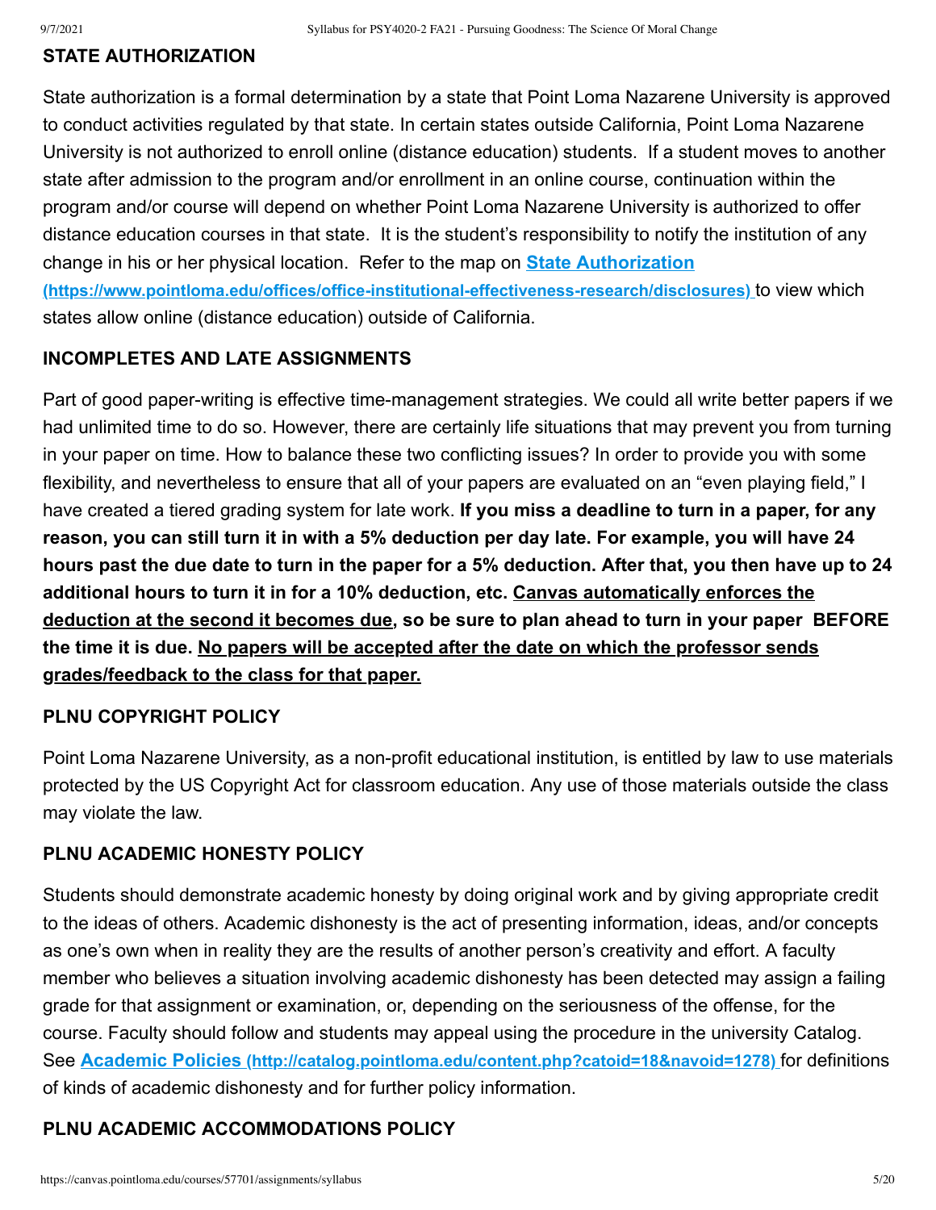### STATE AUTHORIZATION

State authorization is a formal determination by a state that Point Loma Nazarene University is approved to conduct activities regulated by that state. In certain states outside California, Point Loma Nazarene University is not authorized to enroll online (distance education) students. If a student moves to another state after admission to the program and/or enrollment in an online course, continuation within the program and/or course will depend on whether Point Loma Nazarene University is authorized to offer distance education courses in that state. It is the student's responsibility to notify the institution of any change in his or her physical location. Refer to the map on **[State Authorization (https://www.pointloma.edu/offices/office-institutional-effectiveness-research/disclosures)](https://www.pointloma.edu/offices/office-institutional-effectiveness-research/disclosures)** to view which states allow online (distance education) outside of California.

### INCOMPLETES AND LATE ASSIGNMENTS

Part of good paper-writing is effective time-management strategies. We could all write better papers if we had unlimited time to do so. However, there are certainly life situations that may prevent you from turning in your paper on time. How to balance these two conflicting issues? In order to provide you with some flexibility, and nevertheless to ensure that all of your papers are evaluated on an "even playing field," I have created a tiered grading system for late work. **If you miss a deadline to turn in a paper, for any reason, you can still turn it in with a 5% deduction per day late. For example, you will have 24 hours past the due date to turn in the paper for a 5% deduction. After that, you then have up to 24 additional hours to turn it in for a 10% deduction, etc. Canvas automatically enforces the deduction at the second it becomes due, so be sure to plan ahead to turn in your paper BEFORE the time it is due. No papers will be accepted after the date on which the professor sends grades/feedback to the class for that paper.**

### PLNU COPYRIGHT POLICY

Point Loma Nazarene University, as a non-profit educational institution, is entitled by law to use materials protected by the US Copyright Act for classroom education. Any use of those materials outside the class may violate the law.

### PLNU ACADEMIC HONESTY POLICY

Students should demonstrate academic honesty by doing original work and by giving appropriate credit to the ideas of others. Academic dishonesty is the act of presenting information, ideas, and/or concepts as one's own when in reality they are the results of another person's creativity and effort. A faculty member who believes a situation involving academic dishonesty has been detected may assign a failing grade for that assignment or examination, or, depending on the seriousness of the offense, for the course. Faculty should follow and students may appeal using the procedure in the university Catalog. See **[Academic Policies (http://catalog.pointloma.edu/content.php?catoid=18&navoid=1278)](http://catalog.pointloma.edu/content.php?catoid=18&navoid=1278)** for definitions of kinds of academic dishonesty and for further policy information.

### PLNU ACADEMIC ACCOMMODATIONS POLICY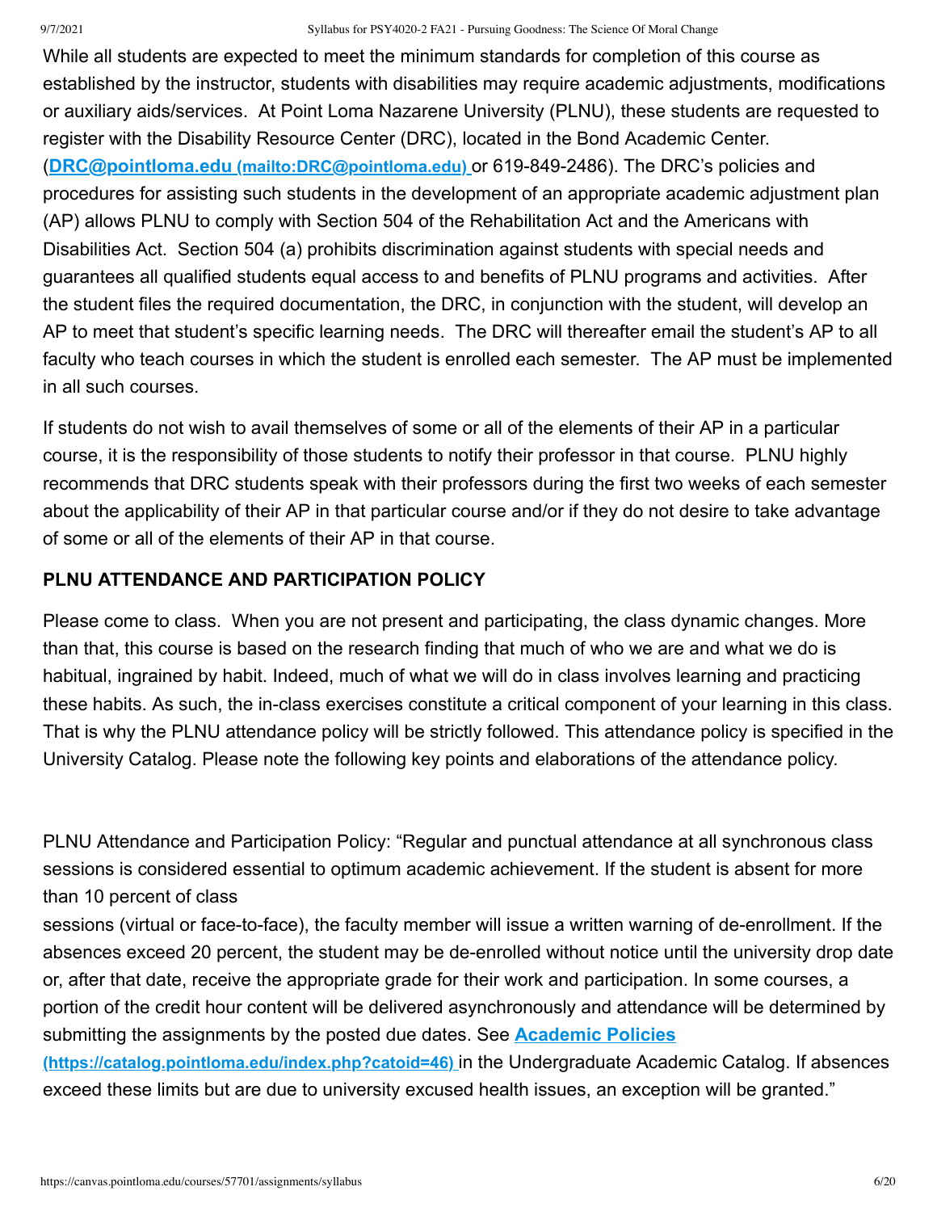While all students are expected to meet the minimum standards for completion of this course as established by the instructor, students with disabilities may require academic adjustments, modifications or auxiliary aids/services. At Point Loma Nazarene University (PLNU), these students are requested to register with the Disability Resource Center (DRC), located in the Bond Academic Center. (**DRC@pointloma.edu (mailto:DRC@pointloma.edu)** or 619-849-2486). The DRC's policies and procedures for assisting such students in the development of an appropriate academic adjustment plan (AP) allows PLNU to comply with Section 504 of the Rehabilitation Act and the Americans with Disabilities Act. Section 504 (a) prohibits discrimination against students with special needs and guarantees all qualified students equal access to and benefits of PLNU programs and activities. After the student files the required documentation, the DRC, in conjunction with the student, will develop an AP to meet that student's specific learning needs. The DRC will thereafter email the student's AP to all faculty who teach courses in which the student is enrolled each semester. The AP must be implemented in all such courses.

If students do not wish to avail themselves of some or all of the elements of their AP in a particular course, it is the responsibility of those students to notify their professor in that course. PLNU highly recommends that DRC students speak with their professors during the first two weeks of each semester about the applicability of their AP in that particular course and/or if they do not desire to take advantage of some or all of the elements of their AP in that course.

**PLNU ATTENDANCE AND PARTICIPATION POLICY**

Please come to class. When you are not present and participating, the class dynamic changes. More than that, this course is based on the research finding that much of who we are and what we do is habitual, ingrained by habit. Indeed, much of what we will do in class involves learning and practicing these habits. As such, the in-class exercises constitute a critical component of your learning in this class. That is why the PLNU attendance policy will be strictly followed. This attendance policy is specified in the University Catalog. Please note the following key points and elaborations of the attendance policy.

PLNU Attendance and Participation Policy: "Regular and punctual attendance at all synchronous class sessions is considered essential to optimum academic achievement. If the student is absent for more than 10 percent of class sessions (virtual or face-to-face), the faculty member will issue a written warning of de-enrollment. If the absences exceed 20 percent, the student may be de-enrolled without notice until the university drop date or, after that date, receive the appropriate grade for their work and participation. In some courses, a portion of the credit hour content will be delivered asynchronously and attendance will be determined by submitting the assignments by the posted due dates. See **Academic Policies (https://catalog.pointloma.edu/index.php?catoid=46)** in the Undergraduate Academic Catalog. If absences exceed these limits but are due to university excused health issues, an exception will be granted."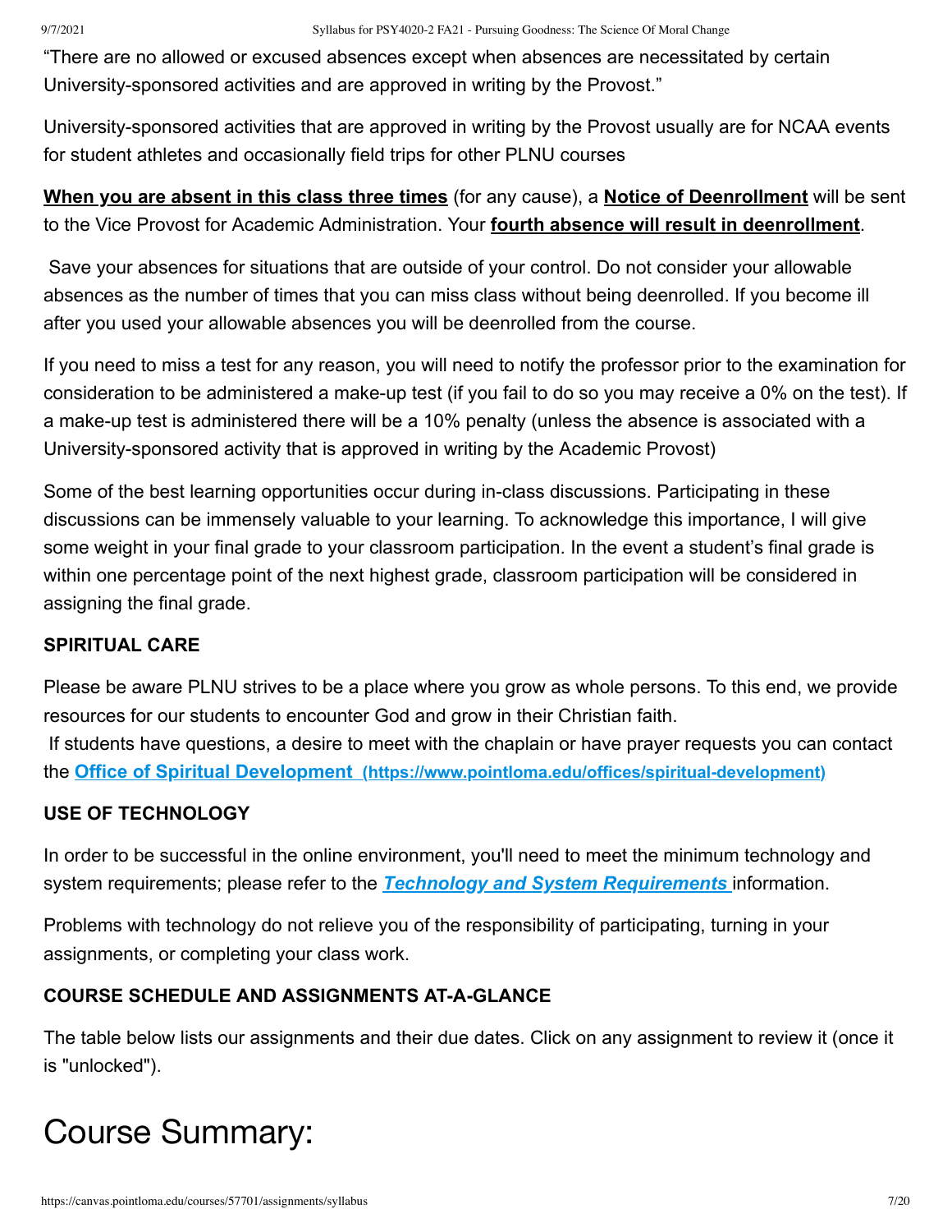"There are no allowed or excused absences except when absences are necessitated by certain University-sponsored activities and are approved in writing by the Provost."

University-sponsored activities that are approved in writing by the Provost usually are for NCAA events for student athletes and occasionally field trips for other PLNU courses

**When you are absent in this class three times** (for any cause), a **Notice of Deenrollment** will be sent to the Vice Provost for Academic Administration. Your **fourth absence will result in deenrollment**.

Save your absences for situations that are outside of your control. Do not consider your allowable absences as the number of times that you can miss class without being deenrolled. If you become ill after you used your allowable absences you will be deenrolled from the course.

If you need to miss a test for any reason, you will need to notify the professor prior to the examination for consideration to be administered a make-up test (if you fail to do so you may receive a 0% on the test). If a make-up test is administered there will be a 10% penalty (unless the absence is associated with a University-sponsored activity that is approved in writing by the Academic Provost)

Some of the best learning opportunities occur during in-class discussions. Participating in these discussions can be immensely valuable to your learning. To acknowledge this importance, I will give some weight in your final grade to your classroom participation. In the event a student's final grade is within one percentage point of the next highest grade, classroom participation will be considered in assigning the final grade.

**SPIRITUAL CARE**

Please be aware PLNU strives to be a place where you grow as whole persons. To this end, we provide resources for our students to encounter God and grow in their Christian faith.

If students have questions, a desire to meet with the chaplain or have prayer requests you can contact the **Office of Spiritual Development (https://www.pointloma.edu/offices/spiritual-development)**

**USE OF TECHNOLOGY**

In order to be successful in the online environment, you'll need to meet the minimum technology and system requirements; please refer to the ***Technology and System Requirements*** information.

Problems with technology do not relieve you of the responsibility of participating, turning in your assignments, or completing your class work.

**COURSE SCHEDULE AND ASSIGNMENTS AT-A-GLANCE**

The table below lists our assignments and their due dates. Click on any assignment to review it (once it is "unlocked").

# Course Summary: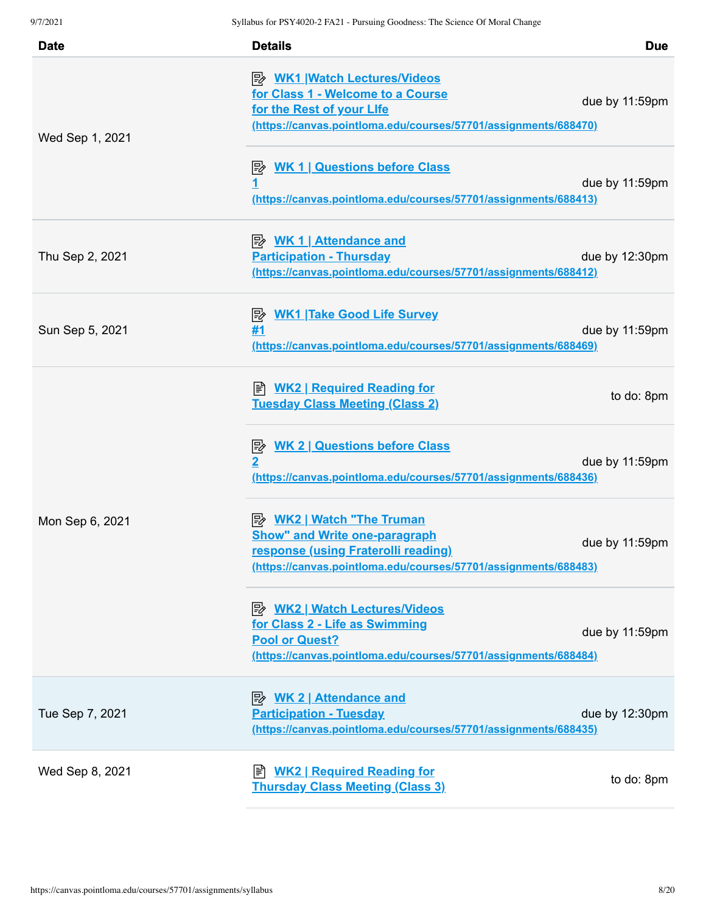| Date | Details | Due |
|---|---|---|
| Wed Sep 1, 2021 | WK1 \|Watch Lectures/Videos for Class 1 - Welcome to a Course for the Rest of your LIfe (https://canvas.pointloma.edu/courses/57701/assignments/688470) | due by 11:59pm |
| | WK 1 \| Questions before Class 1 (https://canvas.pointloma.edu/courses/57701/assignments/688413) | due by 11:59pm |
| Thu Sep 2, 2021 | WK 1 \| Attendance and Participation - Thursday (https://canvas.pointloma.edu/courses/57701/assignments/688412) | due by 12:30pm |
| Sun Sep 5, 2021 | WK1 \|Take Good Life Survey #1 (https://canvas.pointloma.edu/courses/57701/assignments/688469) | due by 11:59pm |
| Mon Sep 6, 2021 | WK2 \| Required Reading for Tuesday Class Meeting (Class 2) | to do: 8pm |
| | WK 2 \| Questions before Class 2 (https://canvas.pointloma.edu/courses/57701/assignments/688436) | due by 11:59pm |
| | WK2 \| Watch "The Truman Show" and Write one-paragraph response (using Fraterolli reading) (https://canvas.pointloma.edu/courses/57701/assignments/688483) | due by 11:59pm |
| | WK2 \| Watch Lectures/Videos for Class 2 - Life as Swimming Pool or Quest? (https://canvas.pointloma.edu/courses/57701/assignments/688484) | due by 11:59pm |
| Tue Sep 7, 2021 | WK 2 \| Attendance and Participation - Tuesday (https://canvas.pointloma.edu/courses/57701/assignments/688435) | due by 12:30pm |
| Wed Sep 8, 2021 | WK2 \| Required Reading for Thursday Class Meeting (Class 3) | to do: 8pm |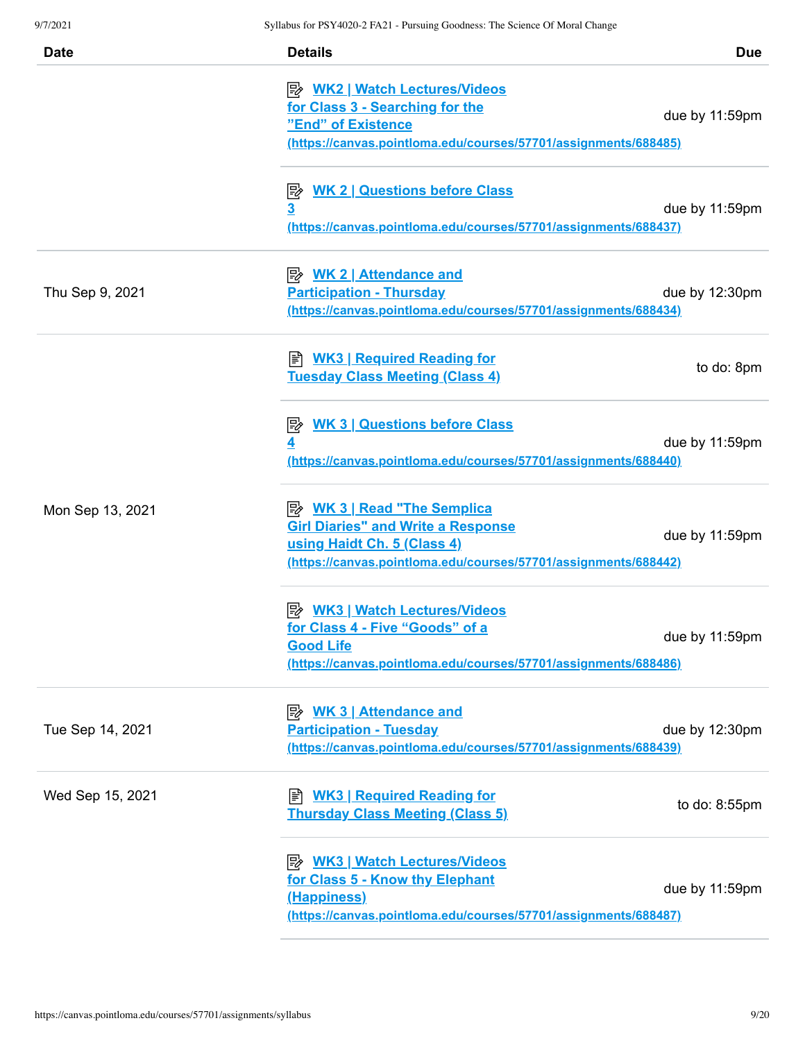| Date | Details | Due |
| --- | --- | --- |
| | WK2 \| Watch Lectures/Videos for Class 3 - Searching for the "End" of Existence (https://canvas.pointloma.edu/courses/57701/assignments/688485) | due by 11:59pm |
| | WK 2 \| Questions before Class 3 (https://canvas.pointloma.edu/courses/57701/assignments/688437) | due by 11:59pm |
| Thu Sep 9, 2021 | WK 2 \| Attendance and Participation - Thursday (https://canvas.pointloma.edu/courses/57701/assignments/688434) | due by 12:30pm |
| Mon Sep 13, 2021 | WK3 \| Required Reading for Tuesday Class Meeting (Class 4) | to do: 8pm |
| | WK 3 \| Questions before Class 4 (https://canvas.pointloma.edu/courses/57701/assignments/688440) | due by 11:59pm |
| | WK 3 \| Read "The Semplica Girl Diaries" and Write a Response using Haidt Ch. 5 (Class 4) (https://canvas.pointloma.edu/courses/57701/assignments/688442) | due by 11:59pm |
| | WK3 \| Watch Lectures/Videos for Class 4 - Five "Goods" of a Good Life (https://canvas.pointloma.edu/courses/57701/assignments/688486) | due by 11:59pm |
| Tue Sep 14, 2021 | WK 3 \| Attendance and Participation - Tuesday (https://canvas.pointloma.edu/courses/57701/assignments/688439) | due by 12:30pm |
| Wed Sep 15, 2021 | WK3 \| Required Reading for Thursday Class Meeting (Class 5) | to do: 8:55pm |
| | WK3 \| Watch Lectures/Videos for Class 5 - Know thy Elephant (Happiness) (https://canvas.pointloma.edu/courses/57701/assignments/688487) | due by 11:59pm |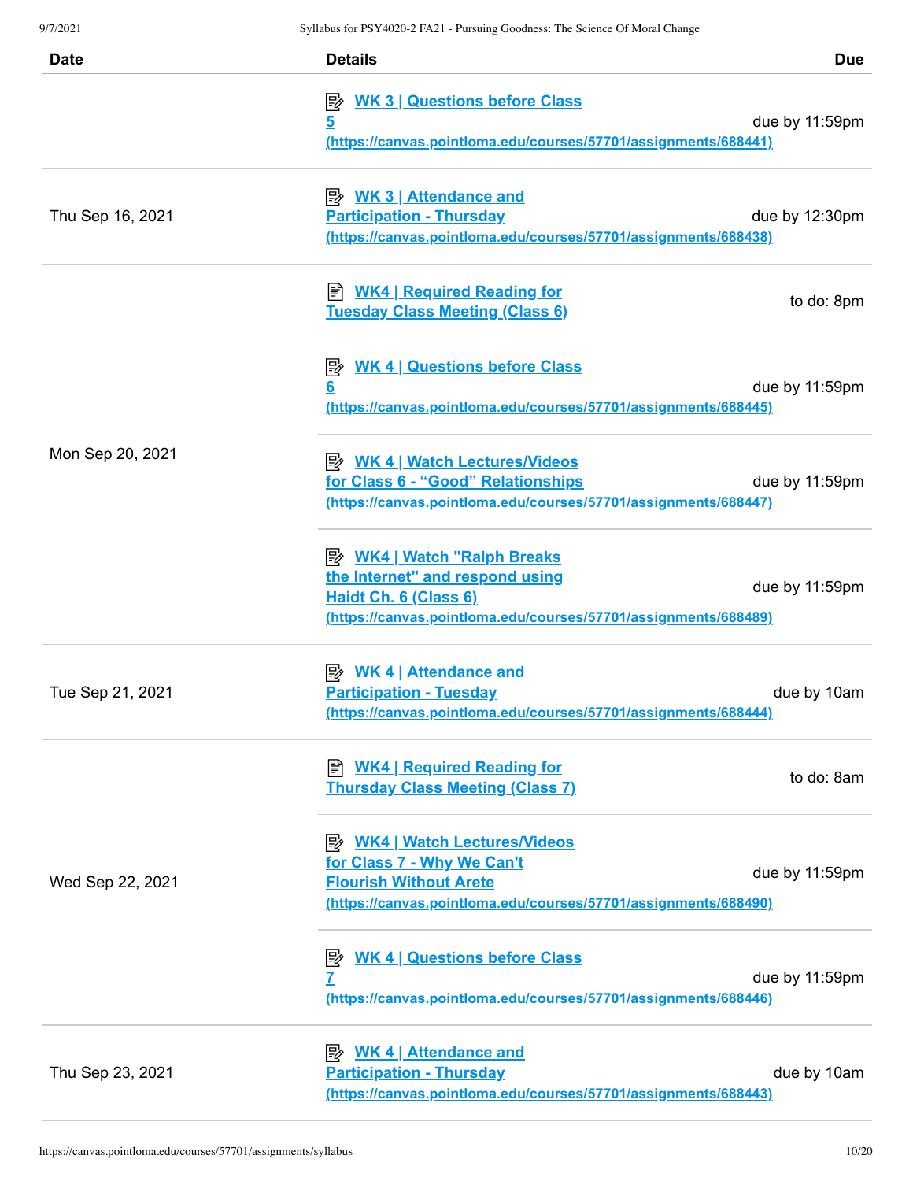| Date | Details | Due |
|---|---|---|
| | WK 3 \| Questions before Class 5 (https://canvas.pointloma.edu/courses/57701/assignments/688441) | due by 11:59pm |
| Thu Sep 16, 2021 | WK 3 \| Attendance and Participation - Thursday (https://canvas.pointloma.edu/courses/57701/assignments/688438) | due by 12:30pm |
| Mon Sep 20, 2021 | WK4 \| Required Reading for Tuesday Class Meeting (Class 6) | to do: 8pm |
| | WK 4 \| Questions before Class 6 (https://canvas.pointloma.edu/courses/57701/assignments/688445) | due by 11:59pm |
| | WK 4 \| Watch Lectures/Videos for Class 6 - "Good" Relationships (https://canvas.pointloma.edu/courses/57701/assignments/688447) | due by 11:59pm |
| | WK4 \| Watch "Ralph Breaks the Internet" and respond using Haidt Ch. 6 (Class 6) (https://canvas.pointloma.edu/courses/57701/assignments/688489) | due by 11:59pm |
| Tue Sep 21, 2021 | WK 4 \| Attendance and Participation - Tuesday (https://canvas.pointloma.edu/courses/57701/assignments/688444) | due by 10am |
| Wed Sep 22, 2021 | WK4 \| Required Reading for Thursday Class Meeting (Class 7) | to do: 8am |
| | WK4 \| Watch Lectures/Videos for Class 7 - Why We Can't Flourish Without Arete (https://canvas.pointloma.edu/courses/57701/assignments/688490) | due by 11:59pm |
| | WK 4 \| Questions before Class 7 (https://canvas.pointloma.edu/courses/57701/assignments/688446) | due by 11:59pm |
| Thu Sep 23, 2021 | WK 4 \| Attendance and Participation - Thursday (https://canvas.pointloma.edu/courses/57701/assignments/688443) | due by 10am |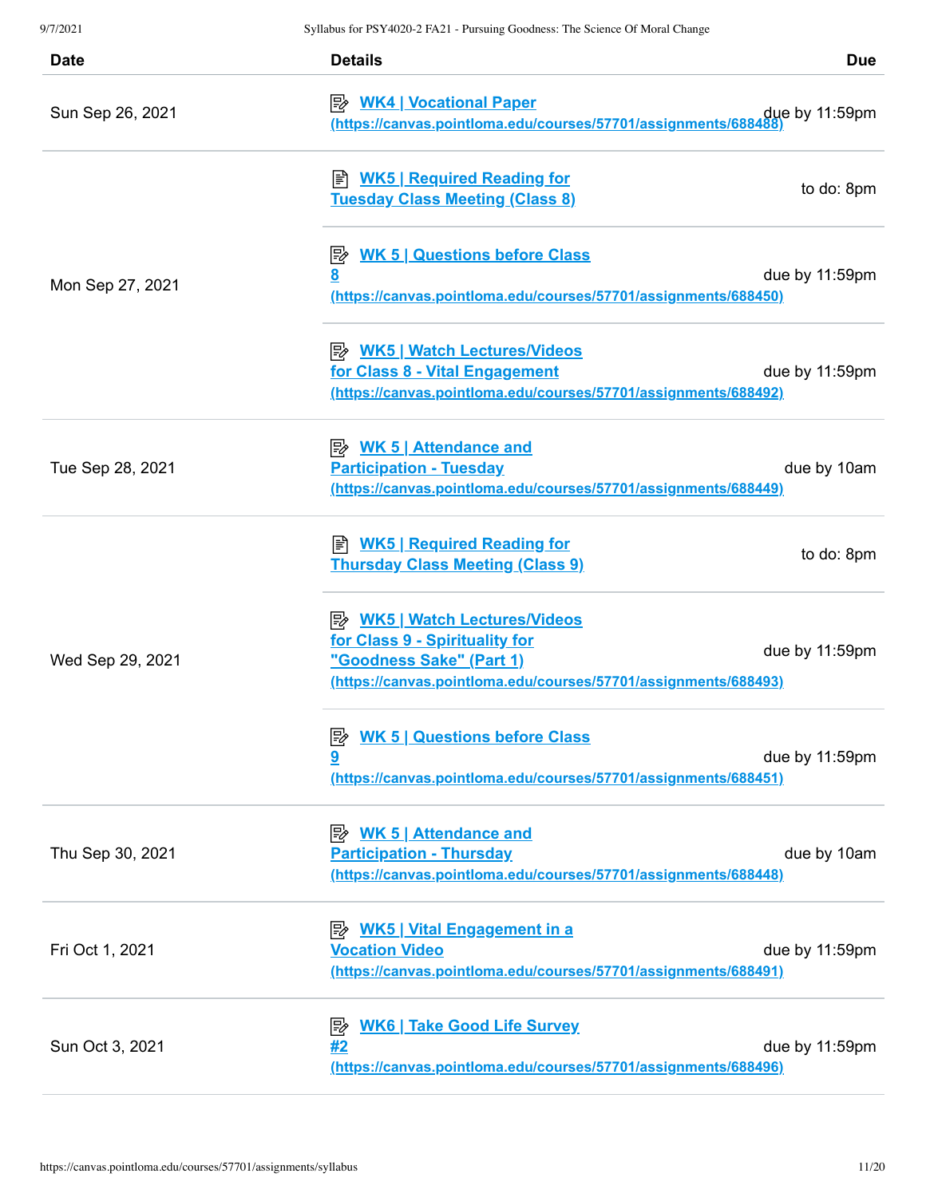| Date | Details | Due |
|---|---|---|
| Sun Sep 26, 2021 | [WK4 \| Vocational Paper](https://canvas.pointloma.edu/courses/57701/assignments/688488) (https://canvas.pointloma.edu/courses/57701/assignments/688488) | due by 11:59pm |
| Mon Sep 27, 2021 | WK5 \| Required Reading for Tuesday Class Meeting (Class 8) | to do: 8pm |
| | [WK 5 \| Questions before Class 8](https://canvas.pointloma.edu/courses/57701/assignments/688450) (https://canvas.pointloma.edu/courses/57701/assignments/688450) | due by 11:59pm |
| | [WK5 \| Watch Lectures/Videos for Class 8 - Vital Engagement](https://canvas.pointloma.edu/courses/57701/assignments/688492) (https://canvas.pointloma.edu/courses/57701/assignments/688492) | due by 11:59pm |
| Tue Sep 28, 2021 | [WK 5 \| Attendance and Participation - Tuesday](https://canvas.pointloma.edu/courses/57701/assignments/688449) (https://canvas.pointloma.edu/courses/57701/assignments/688449) | due by 10am |
| Wed Sep 29, 2021 | WK5 \| Required Reading for Thursday Class Meeting (Class 9) | to do: 8pm |
| | [WK5 \| Watch Lectures/Videos for Class 9 - Spirituality for "Goodness Sake" (Part 1)](https://canvas.pointloma.edu/courses/57701/assignments/688493) (https://canvas.pointloma.edu/courses/57701/assignments/688493) | due by 11:59pm |
| | [WK 5 \| Questions before Class 9](https://canvas.pointloma.edu/courses/57701/assignments/688451) (https://canvas.pointloma.edu/courses/57701/assignments/688451) | due by 11:59pm |
| Thu Sep 30, 2021 | [WK 5 \| Attendance and Participation - Thursday](https://canvas.pointloma.edu/courses/57701/assignments/688448) (https://canvas.pointloma.edu/courses/57701/assignments/688448) | due by 10am |
| Fri Oct 1, 2021 | [WK5 \| Vital Engagement in a Vocation Video](https://canvas.pointloma.edu/courses/57701/assignments/688491) (https://canvas.pointloma.edu/courses/57701/assignments/688491) | due by 11:59pm |
| Sun Oct 3, 2021 | [WK6 \| Take Good Life Survey #2](https://canvas.pointloma.edu/courses/57701/assignments/688496) (https://canvas.pointloma.edu/courses/57701/assignments/688496) | due by 11:59pm |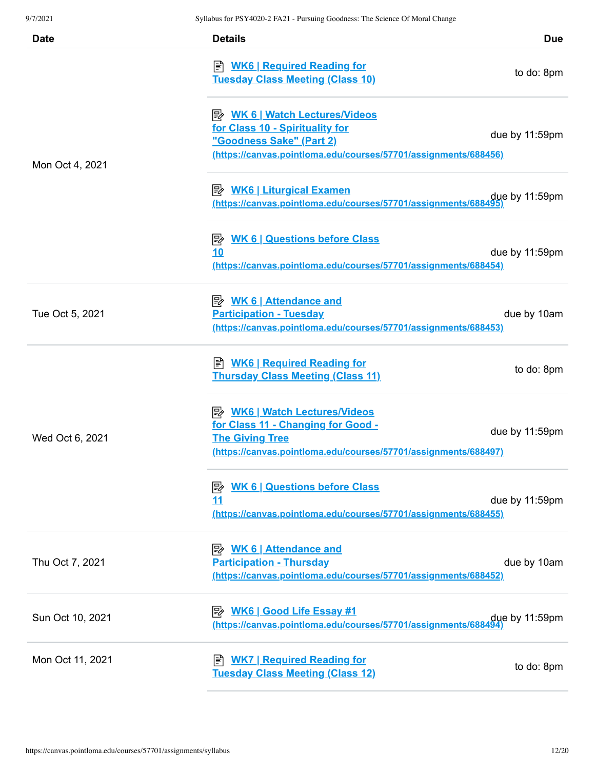| Date | Details | Due |
|---|---|---|
| Mon Oct 4, 2021 | WK6 \| Required Reading for Tuesday Class Meeting (Class 10) | to do: 8pm |
| | WK 6 \| Watch Lectures/Videos for Class 10 - Spirituality for "Goodness Sake" (Part 2) (https://canvas.pointloma.edu/courses/57701/assignments/688456) | due by 11:59pm |
| | WK6 \| Liturgical Examen (https://canvas.pointloma.edu/courses/57701/assignments/688495) | due by 11:59pm |
| | WK 6 \| Questions before Class 10 (https://canvas.pointloma.edu/courses/57701/assignments/688454) | due by 11:59pm |
| Tue Oct 5, 2021 | WK 6 \| Attendance and Participation - Tuesday (https://canvas.pointloma.edu/courses/57701/assignments/688453) | due by 10am |
| Wed Oct 6, 2021 | WK6 \| Required Reading for Thursday Class Meeting (Class 11) | to do: 8pm |
| | WK6 \| Watch Lectures/Videos for Class 11 - Changing for Good - The Giving Tree (https://canvas.pointloma.edu/courses/57701/assignments/688497) | due by 11:59pm |
| | WK 6 \| Questions before Class 11 (https://canvas.pointloma.edu/courses/57701/assignments/688455) | due by 11:59pm |
| Thu Oct 7, 2021 | WK 6 \| Attendance and Participation - Thursday (https://canvas.pointloma.edu/courses/57701/assignments/688452) | due by 10am |
| Sun Oct 10, 2021 | WK6 \| Good Life Essay #1 (https://canvas.pointloma.edu/courses/57701/assignments/688494) | due by 11:59pm |
| Mon Oct 11, 2021 | WK7 \| Required Reading for Tuesday Class Meeting (Class 12) | to do: 8pm |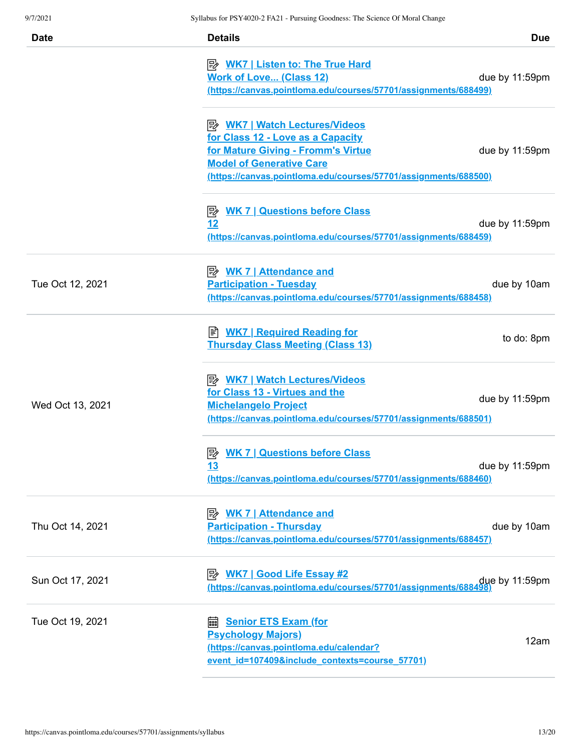| Date | Details | Due |
| --- | --- | --- |
| | WK7 &#124; Listen to: The True Hard Work of Love... (Class 12) (https://canvas.pointloma.edu/courses/57701/assignments/688499) | due by 11:59pm |
| | WK7 &#124; Watch Lectures/Videos for Class 12 - Love as a Capacity for Mature Giving - Fromm's Virtue Model of Generative Care (https://canvas.pointloma.edu/courses/57701/assignments/688500) | due by 11:59pm |
| | WK 7 &#124; Questions before Class 12 (https://canvas.pointloma.edu/courses/57701/assignments/688459) | due by 11:59pm |
| Tue Oct 12, 2021 | WK 7 &#124; Attendance and Participation - Tuesday (https://canvas.pointloma.edu/courses/57701/assignments/688458) | due by 10am |
| Wed Oct 13, 2021 | WK7 &#124; Required Reading for Thursday Class Meeting (Class 13) | to do: 8pm |
| | WK7 &#124; Watch Lectures/Videos for Class 13 - Virtues and the Michelangelo Project (https://canvas.pointloma.edu/courses/57701/assignments/688501) | due by 11:59pm |
| | WK 7 &#124; Questions before Class 13 (https://canvas.pointloma.edu/courses/57701/assignments/688460) | due by 11:59pm |
| Thu Oct 14, 2021 | WK 7 &#124; Attendance and Participation - Thursday (https://canvas.pointloma.edu/courses/57701/assignments/688457) | due by 10am |
| Sun Oct 17, 2021 | WK7 &#124; Good Life Essay #2 (https://canvas.pointloma.edu/courses/57701/assignments/688498) | due by 11:59pm |
| Tue Oct 19, 2021 | Senior ETS Exam (for Psychology Majors) (https://canvas.pointloma.edu/calendar?event_id=107409&include_contexts=course_57701) | 12am |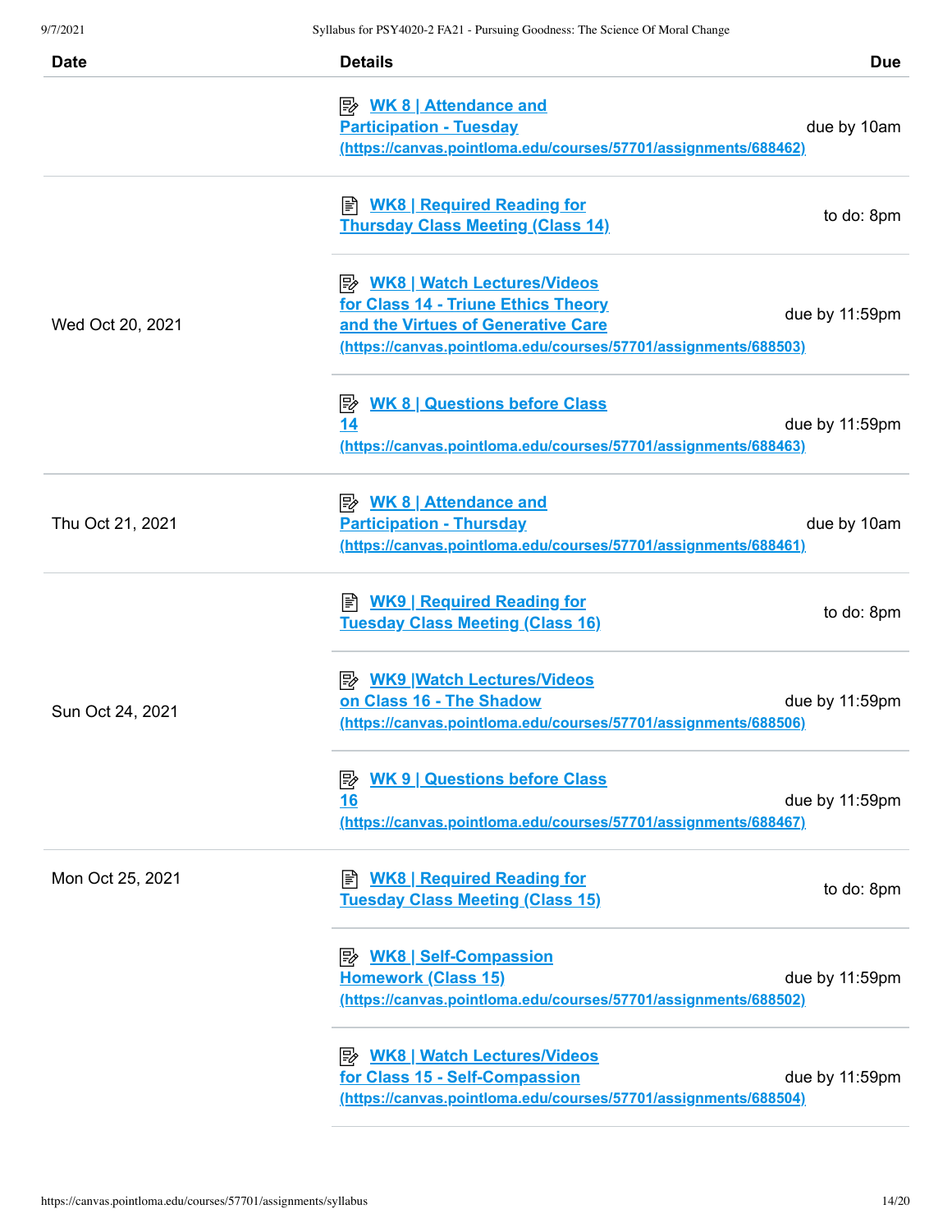| Date | Details | Due |
|---|---|---|
| | WK 8 \| Attendance and Participation - Tuesday (https://canvas.pointloma.edu/courses/57701/assignments/688462) | due by 10am |
| Wed Oct 20, 2021 | WK8 \| Required Reading for Thursday Class Meeting (Class 14) | to do: 8pm |
| | WK8 \| Watch Lectures/Videos for Class 14 - Triune Ethics Theory and the Virtues of Generative Care (https://canvas.pointloma.edu/courses/57701/assignments/688503) | due by 11:59pm |
| | WK 8 \| Questions before Class 14 (https://canvas.pointloma.edu/courses/57701/assignments/688463) | due by 11:59pm |
| Thu Oct 21, 2021 | WK 8 \| Attendance and Participation - Thursday (https://canvas.pointloma.edu/courses/57701/assignments/688461) | due by 10am |
| Sun Oct 24, 2021 | WK9 \| Required Reading for Tuesday Class Meeting (Class 16) | to do: 8pm |
| | WK9 \|Watch Lectures/Videos on Class 16 - The Shadow (https://canvas.pointloma.edu/courses/57701/assignments/688506) | due by 11:59pm |
| | WK 9 \| Questions before Class 16 (https://canvas.pointloma.edu/courses/57701/assignments/688467) | due by 11:59pm |
| Mon Oct 25, 2021 | WK8 \| Required Reading for Tuesday Class Meeting (Class 15) | to do: 8pm |
| | WK8 \| Self-Compassion Homework (Class 15) (https://canvas.pointloma.edu/courses/57701/assignments/688502) | due by 11:59pm |
| | WK8 \| Watch Lectures/Videos for Class 15 - Self-Compassion (https://canvas.pointloma.edu/courses/57701/assignments/688504) | due by 11:59pm |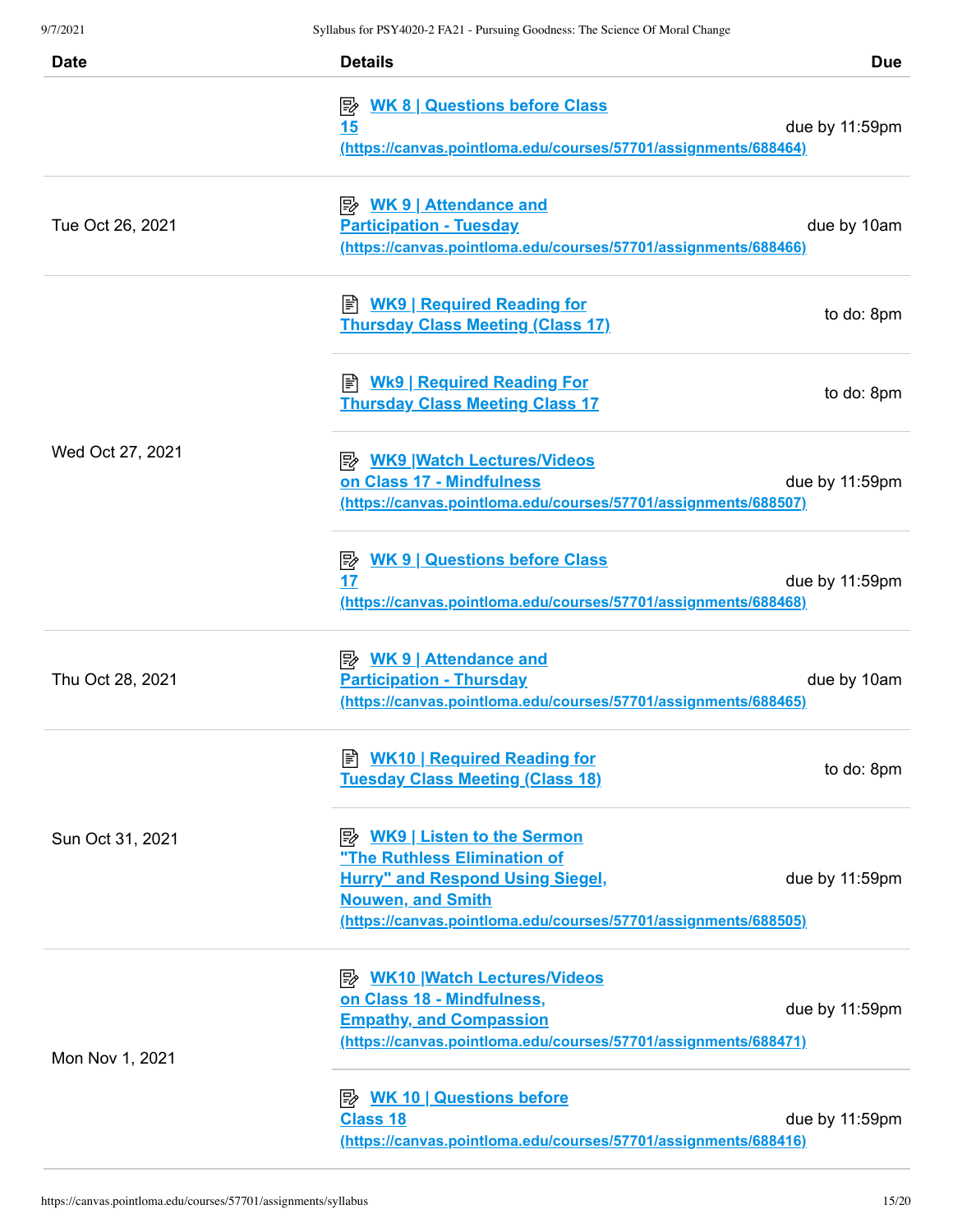| Date | Details | Due |
|---|---|---|
| | WK 8 \| Questions before Class 15 (https://canvas.pointloma.edu/courses/57701/assignments/688464) | due by 11:59pm |
| Tue Oct 26, 2021 | WK 9 \| Attendance and Participation - Tuesday (https://canvas.pointloma.edu/courses/57701/assignments/688466) | due by 10am |
| Wed Oct 27, 2021 | WK9 \| Required Reading for Thursday Class Meeting (Class 17) | to do: 8pm |
| | Wk9 \| Required Reading For Thursday Class Meeting Class 17 | to do: 8pm |
| | WK9 \|Watch Lectures/Videos on Class 17 - Mindfulness (https://canvas.pointloma.edu/courses/57701/assignments/688507) | due by 11:59pm |
| | WK 9 \| Questions before Class 17 (https://canvas.pointloma.edu/courses/57701/assignments/688468) | due by 11:59pm |
| Thu Oct 28, 2021 | WK 9 \| Attendance and Participation - Thursday (https://canvas.pointloma.edu/courses/57701/assignments/688465) | due by 10am |
| Sun Oct 31, 2021 | WK10 \| Required Reading for Tuesday Class Meeting (Class 18) | to do: 8pm |
| | WK9 \| Listen to the Sermon "The Ruthless Elimination of Hurry" and Respond Using Siegel, Nouwen, and Smith (https://canvas.pointloma.edu/courses/57701/assignments/688505) | due by 11:59pm |
| Mon Nov 1, 2021 | WK10 \|Watch Lectures/Videos on Class 18 - Mindfulness, Empathy, and Compassion (https://canvas.pointloma.edu/courses/57701/assignments/688471) | due by 11:59pm |
| | WK 10 \| Questions before Class 18 (https://canvas.pointloma.edu/courses/57701/assignments/688416) | due by 11:59pm |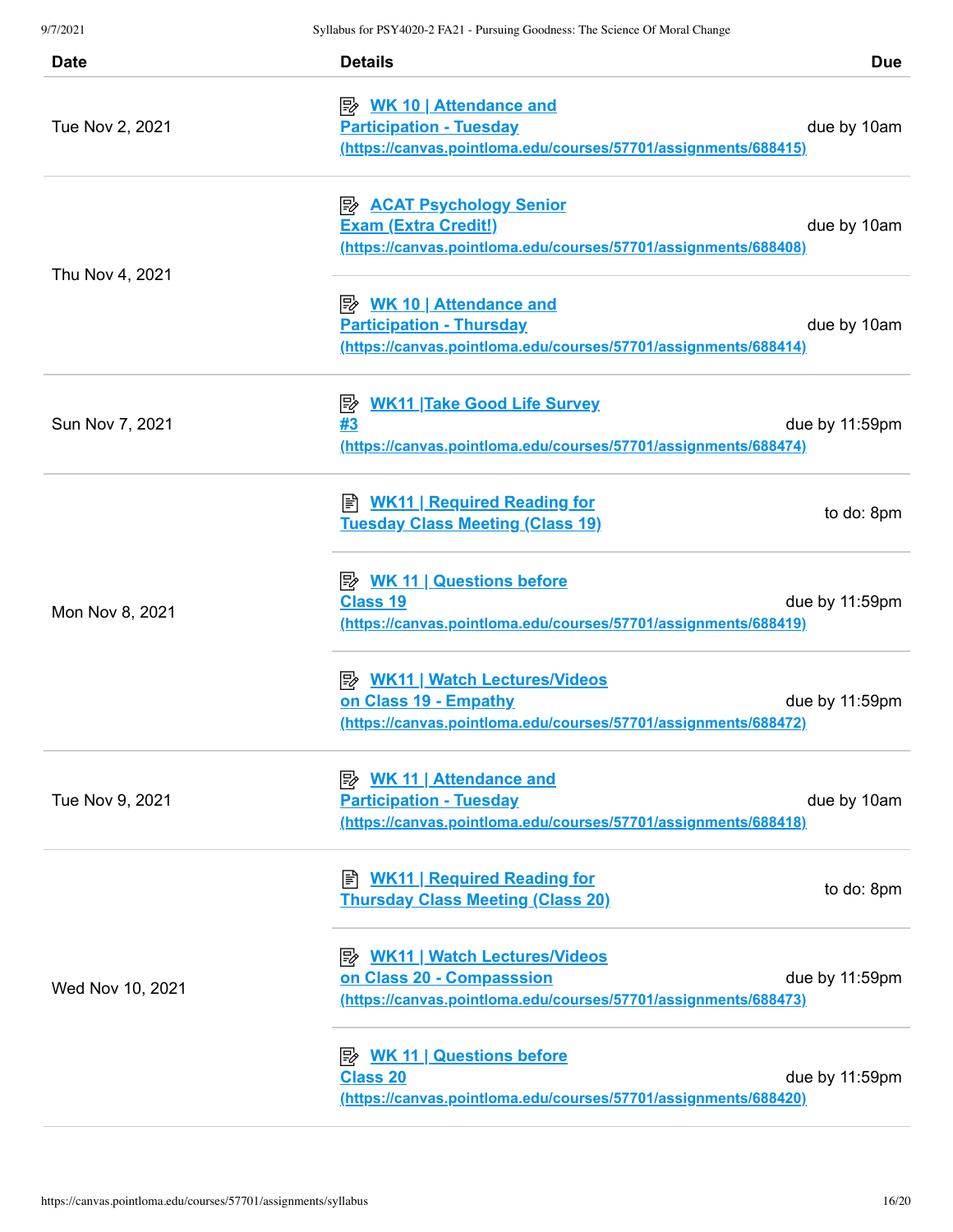| Date | Details | Due |
| --- | --- | --- |
| Tue Nov 2, 2021 | [WK 10 \| Attendance and Participation - Tuesday](https://canvas.pointloma.edu/courses/57701/assignments/688415) (https://canvas.pointloma.edu/courses/57701/assignments/688415) | due by 10am |
| Thu Nov 4, 2021 | [ACAT Psychology Senior Exam (Extra Credit!)](https://canvas.pointloma.edu/courses/57701/assignments/688408) (https://canvas.pointloma.edu/courses/57701/assignments/688408) | due by 10am |
| | [WK 10 \| Attendance and Participation - Thursday](https://canvas.pointloma.edu/courses/57701/assignments/688414) (https://canvas.pointloma.edu/courses/57701/assignments/688414) | due by 10am |
| Sun Nov 7, 2021 | [WK11 \|Take Good Life Survey #3](https://canvas.pointloma.edu/courses/57701/assignments/688474) (https://canvas.pointloma.edu/courses/57701/assignments/688474) | due by 11:59pm |
| Mon Nov 8, 2021 | WK11 \| Required Reading for Tuesday Class Meeting (Class 19) | to do: 8pm |
| | [WK 11 \| Questions before Class 19](https://canvas.pointloma.edu/courses/57701/assignments/688419) (https://canvas.pointloma.edu/courses/57701/assignments/688419) | due by 11:59pm |
| | [WK11 \| Watch Lectures/Videos on Class 19 - Empathy](https://canvas.pointloma.edu/courses/57701/assignments/688472) (https://canvas.pointloma.edu/courses/57701/assignments/688472) | due by 11:59pm |
| Tue Nov 9, 2021 | [WK 11 \| Attendance and Participation - Tuesday](https://canvas.pointloma.edu/courses/57701/assignments/688418) (https://canvas.pointloma.edu/courses/57701/assignments/688418) | due by 10am |
| Wed Nov 10, 2021 | WK11 \| Required Reading for Thursday Class Meeting (Class 20) | to do: 8pm |
| | [WK11 \| Watch Lectures/Videos on Class 20 - Compasssion](https://canvas.pointloma.edu/courses/57701/assignments/688473) (https://canvas.pointloma.edu/courses/57701/assignments/688473) | due by 11:59pm |
| | [WK 11 \| Questions before Class 20](https://canvas.pointloma.edu/courses/57701/assignments/688420) (https://canvas.pointloma.edu/courses/57701/assignments/688420) | due by 11:59pm |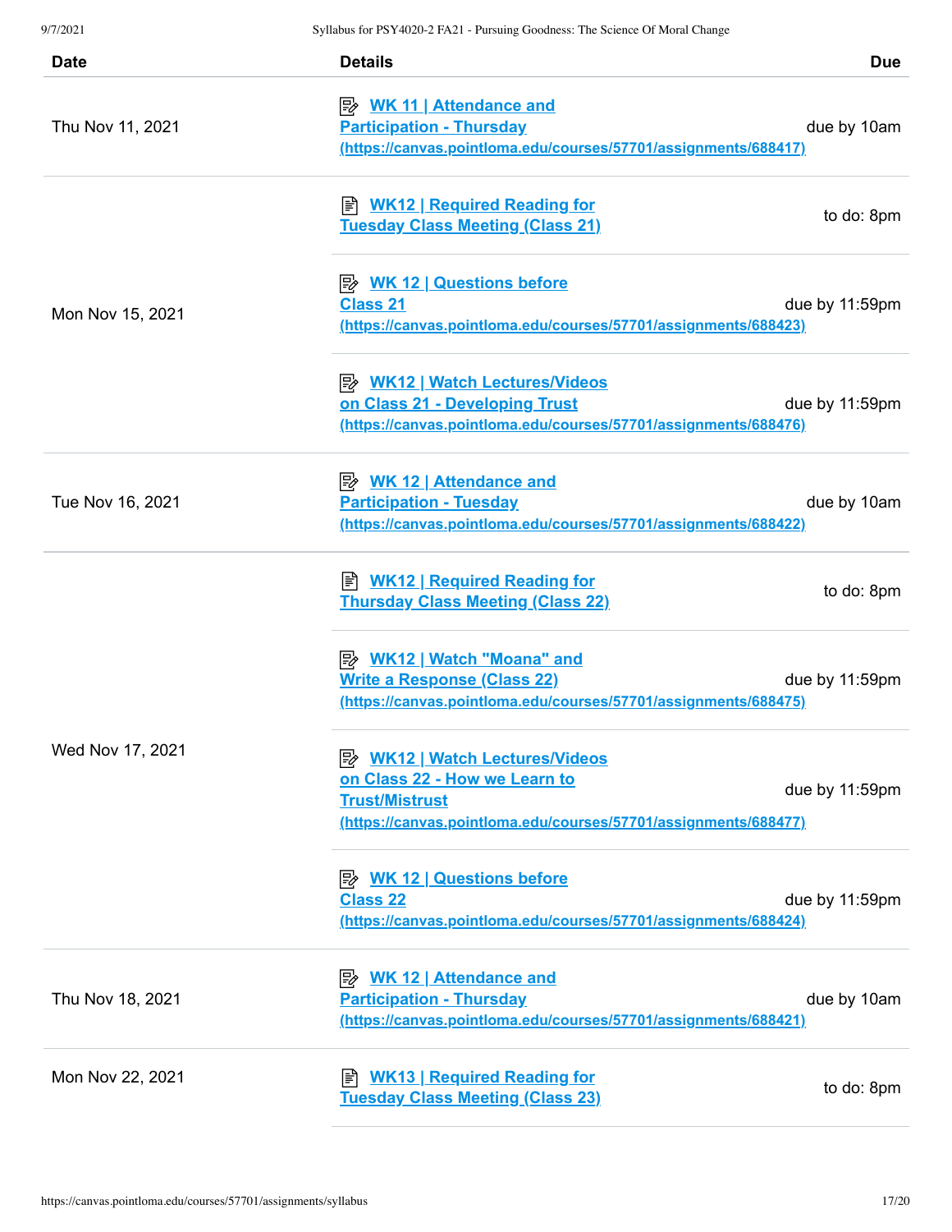| Date | Details | Due |
|---|---|---|
| Thu Nov 11, 2021 | WK 11 \| Attendance and Participation - Thursday (https://canvas.pointloma.edu/courses/57701/assignments/688417) | due by 10am |
| Mon Nov 15, 2021 | WK12 \| Required Reading for Tuesday Class Meeting (Class 21) | to do: 8pm |
| | WK 12 \| Questions before Class 21 (https://canvas.pointloma.edu/courses/57701/assignments/688423) | due by 11:59pm |
| | WK12 \| Watch Lectures/Videos on Class 21 - Developing Trust (https://canvas.pointloma.edu/courses/57701/assignments/688476) | due by 11:59pm |
| Tue Nov 16, 2021 | WK 12 \| Attendance and Participation - Tuesday (https://canvas.pointloma.edu/courses/57701/assignments/688422) | due by 10am |
| Wed Nov 17, 2021 | WK12 \| Required Reading for Thursday Class Meeting (Class 22) | to do: 8pm |
| | WK12 \| Watch "Moana" and Write a Response (Class 22) (https://canvas.pointloma.edu/courses/57701/assignments/688475) | due by 11:59pm |
| | WK12 \| Watch Lectures/Videos on Class 22 - How we Learn to Trust/Mistrust (https://canvas.pointloma.edu/courses/57701/assignments/688477) | due by 11:59pm |
| | WK 12 \| Questions before Class 22 (https://canvas.pointloma.edu/courses/57701/assignments/688424) | due by 11:59pm |
| Thu Nov 18, 2021 | WK 12 \| Attendance and Participation - Thursday (https://canvas.pointloma.edu/courses/57701/assignments/688421) | due by 10am |
| Mon Nov 22, 2021 | WK13 \| Required Reading for Tuesday Class Meeting (Class 23) | to do: 8pm |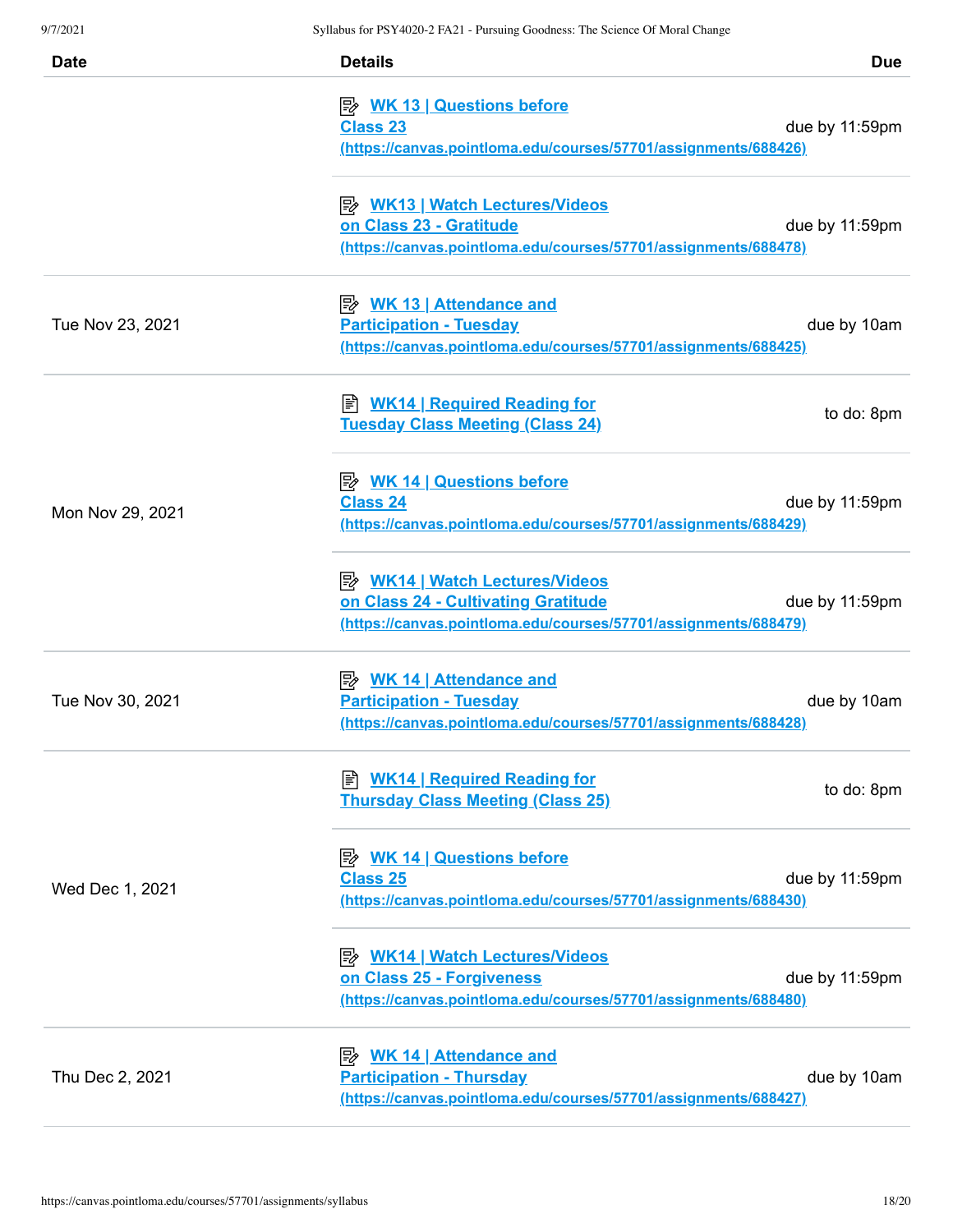| Date | Details | Due |
| --- | --- | --- |
| | WK 13 \| Questions before Class 23 (https://canvas.pointloma.edu/courses/57701/assignments/688426) | due by 11:59pm |
| | WK13 \| Watch Lectures/Videos on Class 23 - Gratitude (https://canvas.pointloma.edu/courses/57701/assignments/688478) | due by 11:59pm |
| Tue Nov 23, 2021 | WK 13 \| Attendance and Participation - Tuesday (https://canvas.pointloma.edu/courses/57701/assignments/688425) | due by 10am |
| Mon Nov 29, 2021 | WK14 \| Required Reading for Tuesday Class Meeting (Class 24) | to do: 8pm |
| | WK 14 \| Questions before Class 24 (https://canvas.pointloma.edu/courses/57701/assignments/688429) | due by 11:59pm |
| | WK14 \| Watch Lectures/Videos on Class 24 - Cultivating Gratitude (https://canvas.pointloma.edu/courses/57701/assignments/688479) | due by 11:59pm |
| Tue Nov 30, 2021 | WK 14 \| Attendance and Participation - Tuesday (https://canvas.pointloma.edu/courses/57701/assignments/688428) | due by 10am |
| Wed Dec 1, 2021 | WK14 \| Required Reading for Thursday Class Meeting (Class 25) | to do: 8pm |
| | WK 14 \| Questions before Class 25 (https://canvas.pointloma.edu/courses/57701/assignments/688430) | due by 11:59pm |
| | WK14 \| Watch Lectures/Videos on Class 25 - Forgiveness (https://canvas.pointloma.edu/courses/57701/assignments/688480) | due by 11:59pm |
| Thu Dec 2, 2021 | WK 14 \| Attendance and Participation - Thursday (https://canvas.pointloma.edu/courses/57701/assignments/688427) | due by 10am |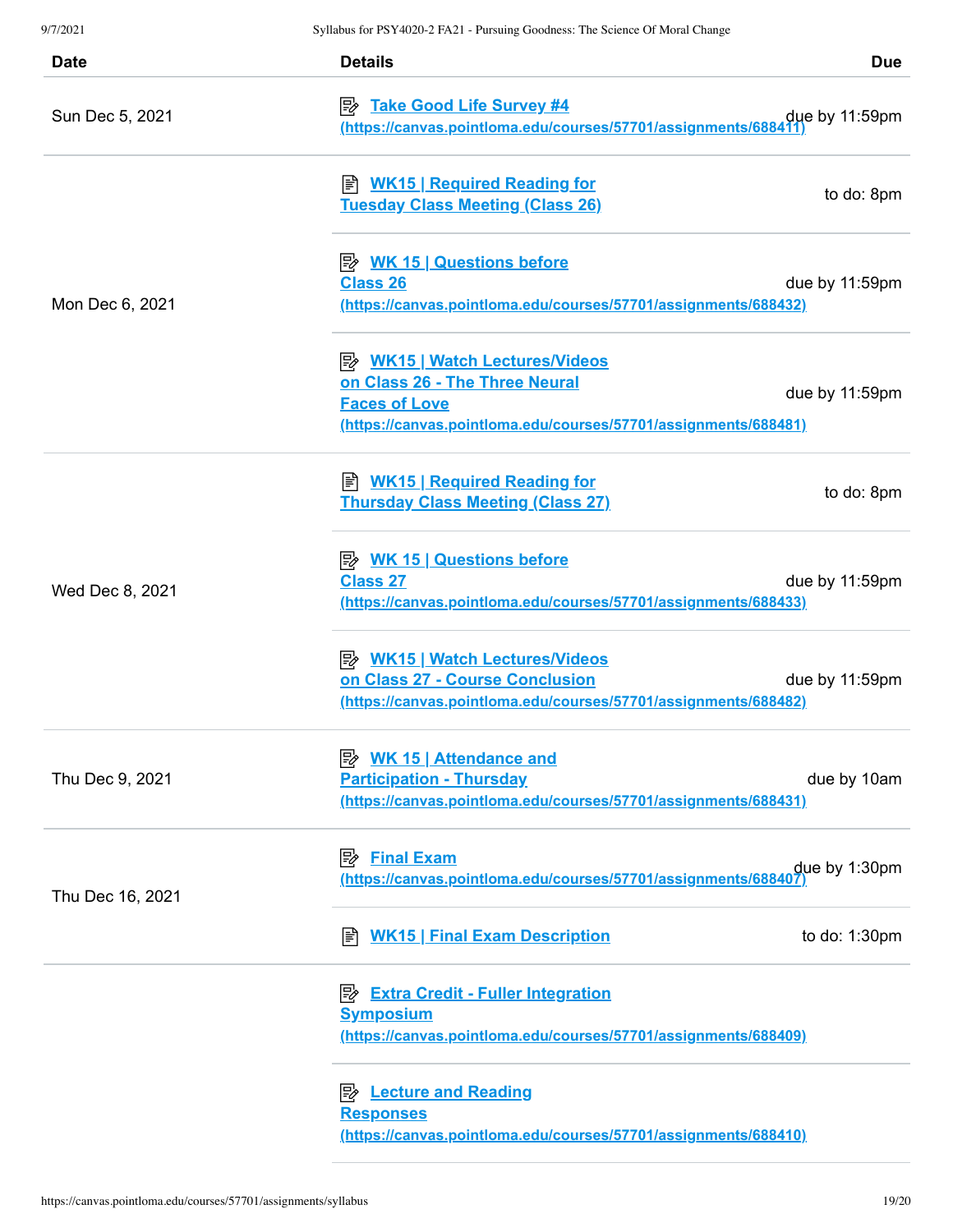| Date | Details | Due |
| --- | --- | --- |
| Sun Dec 5, 2021 | [Take Good Life Survey #4](https://canvas.pointloma.edu/courses/57701/assignments/688411) (https://canvas.pointloma.edu/courses/57701/assignments/688411) | due by 11:59pm |
| Mon Dec 6, 2021 | WK15 \| Required Reading for Tuesday Class Meeting (Class 26) | to do: 8pm |
| | [WK 15 \| Questions before Class 26](https://canvas.pointloma.edu/courses/57701/assignments/688432) (https://canvas.pointloma.edu/courses/57701/assignments/688432) | due by 11:59pm |
| | [WK15 \| Watch Lectures/Videos on Class 26 - The Three Neural Faces of Love](https://canvas.pointloma.edu/courses/57701/assignments/688481) (https://canvas.pointloma.edu/courses/57701/assignments/688481) | due by 11:59pm |
| Wed Dec 8, 2021 | WK15 \| Required Reading for Thursday Class Meeting (Class 27) | to do: 8pm |
| | [WK 15 \| Questions before Class 27](https://canvas.pointloma.edu/courses/57701/assignments/688433) (https://canvas.pointloma.edu/courses/57701/assignments/688433) | due by 11:59pm |
| | [WK15 \| Watch Lectures/Videos on Class 27 - Course Conclusion](https://canvas.pointloma.edu/courses/57701/assignments/688482) (https://canvas.pointloma.edu/courses/57701/assignments/688482) | due by 11:59pm |
| Thu Dec 9, 2021 | [WK 15 \| Attendance and Participation - Thursday](https://canvas.pointloma.edu/courses/57701/assignments/688431) (https://canvas.pointloma.edu/courses/57701/assignments/688431) | due by 10am |
| Thu Dec 16, 2021 | [Final Exam](https://canvas.pointloma.edu/courses/57701/assignments/688407) (https://canvas.pointloma.edu/courses/57701/assignments/688407) | due by 1:30pm |
| | WK15 \| Final Exam Description | to do: 1:30pm |
| | [Extra Credit - Fuller Integration Symposium](https://canvas.pointloma.edu/courses/57701/assignments/688409) (https://canvas.pointloma.edu/courses/57701/assignments/688409) | |
| | [Lecture and Reading Responses](https://canvas.pointloma.edu/courses/57701/assignments/688410) (https://canvas.pointloma.edu/courses/57701/assignments/688410) | |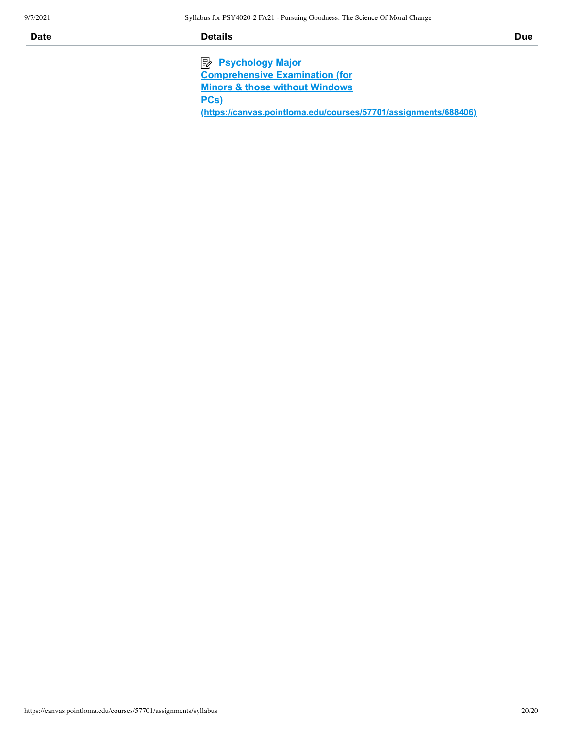| Date | Details | Due |
| --- | --- | --- |
| | [Psychology Major Comprehensive Examination (for Minors & those without Windows PCs)](https://canvas.pointloma.edu/courses/57701/assignments/688406) (https://canvas.pointloma.edu/courses/57701/assignments/688406) | |